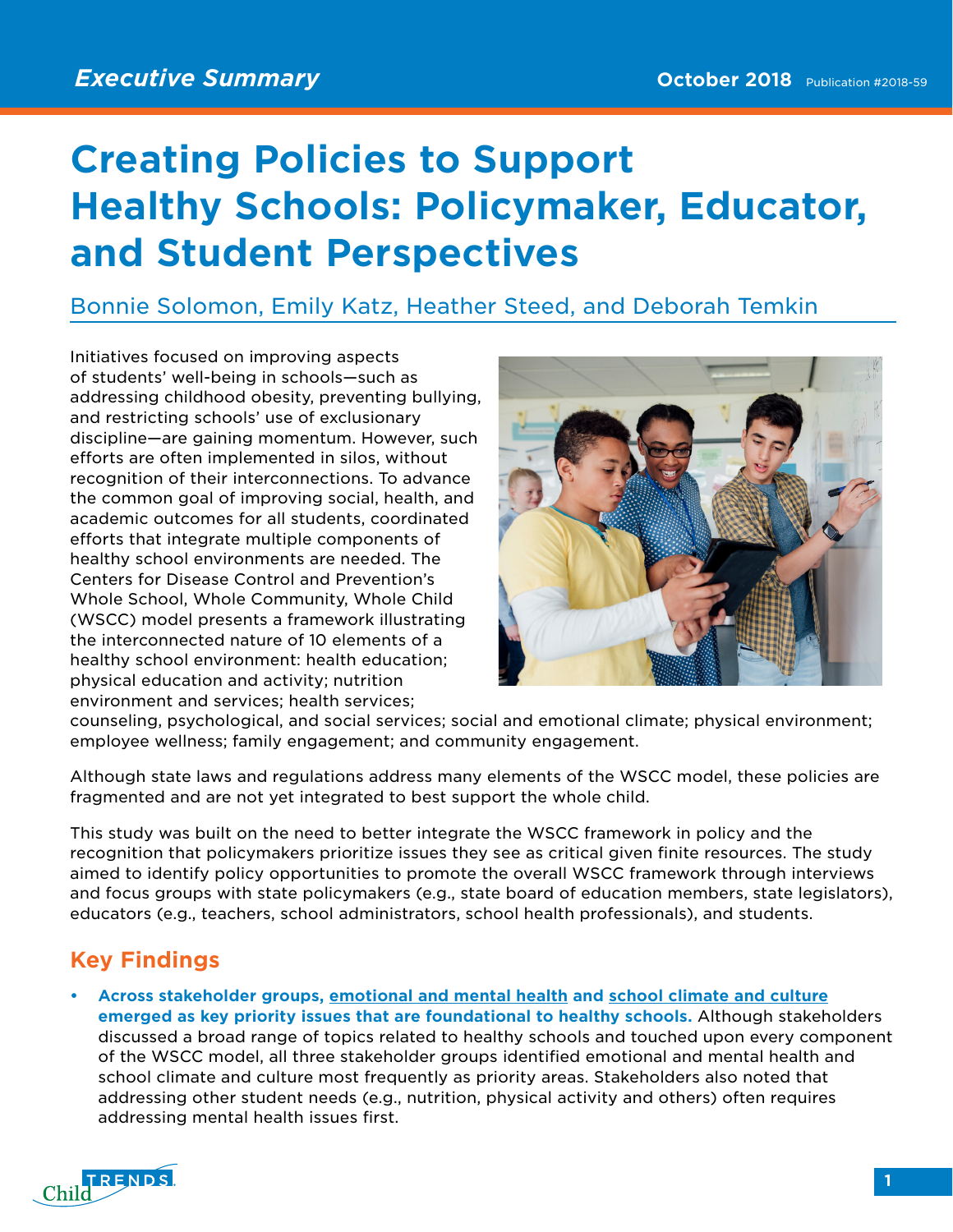*Executive Summary*

October 2018 Publication #2018-59

# Creating Policies to Support Healthy Schools: Policymaker, Educator, and Student Perspectives

Bonnie Solomon, Emily Katz, Heather Steed, and Deborah Temkin

Initiatives focused on improving aspects of students' well-being in schools—such as addressing childhood obesity, preventing bullying, and restricting schools' use of exclusionary discipline—are gaining momentum. However, such efforts are often implemented in silos, without recognition of their interconnections. To advance the common goal of improving social, health, and academic outcomes for all students, coordinated efforts that integrate multiple components of healthy school environments are needed. The Centers for Disease Control and Prevention's Whole School, Whole Community, Whole Child (WSCC) model presents a framework illustrating the interconnected nature of 10 elements of a healthy school environment: health education; physical education and activity; nutrition environment and services; health services; counseling, psychological, and social services; social and emotional climate; physical environment; employee wellness; family engagement; and community engagement.

Although state laws and regulations address many elements of the WSCC model, these policies are fragmented and are not yet integrated to best support the whole child.

This study was built on the need to better integrate the WSCC framework in policy and the recognition that policymakers prioritize issues they see as critical given finite resources. The study aimed to identify policy opportunities to promote the overall WSCC framework through interviews and focus groups with state policymakers (e.g., state board of education members, state legislators), educators (e.g., teachers, school administrators, school health professionals), and students.

## Key Findings

- **Across stakeholder groups, emotional and mental health and school climate and culture emerged as key priority issues that are foundational to healthy schools.** Although stakeholders discussed a broad range of topics related to healthy schools and touched upon every component of the WSCC model, all three stakeholder groups identified emotional and mental health and school climate and culture most frequently as priority areas. Stakeholders also noted that addressing other student needs (e.g., nutrition, physical activity and others) often requires addressing mental health issues first.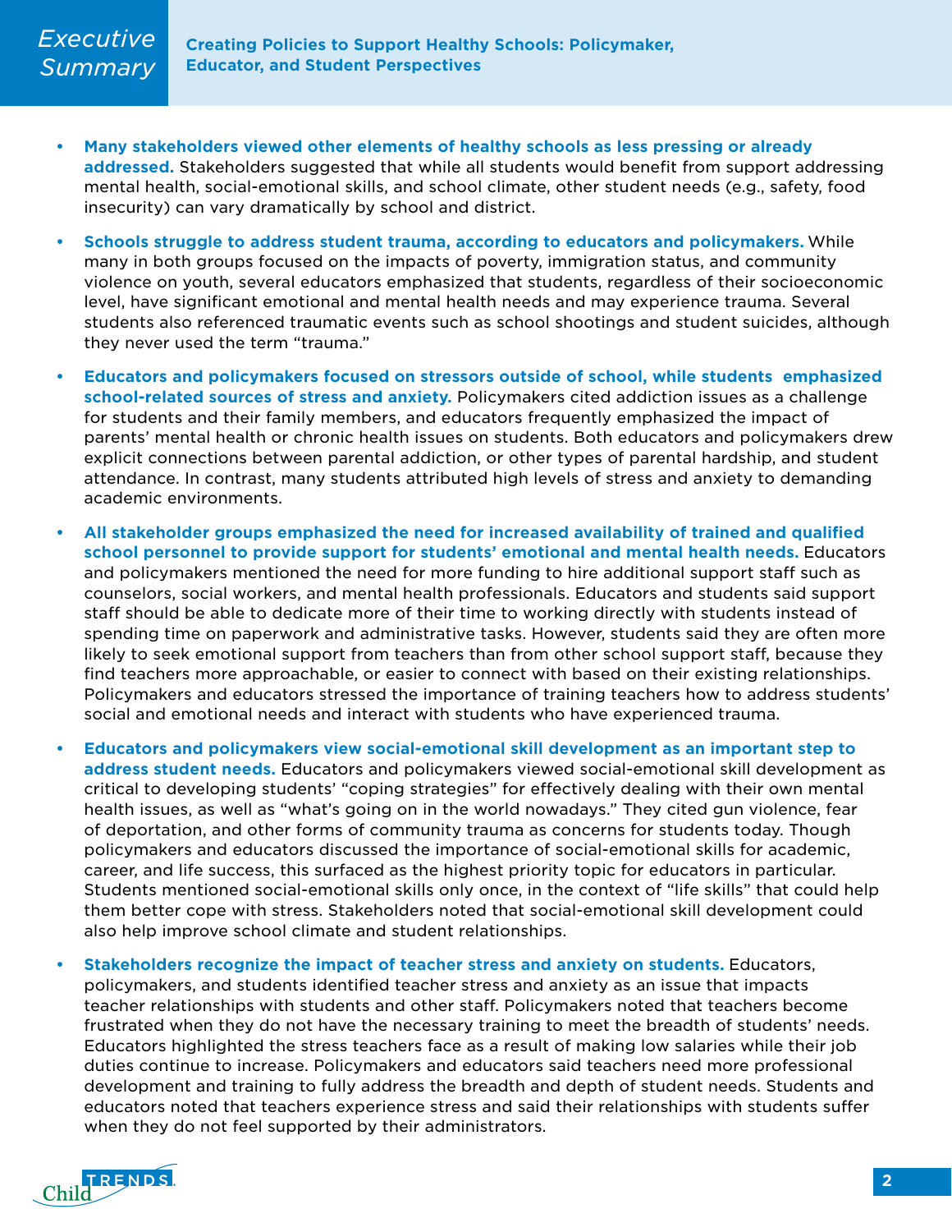- **Many stakeholders viewed other elements of healthy schools as less pressing or already addressed.** Stakeholders suggested that while all students would benefit from support addressing mental health, social-emotional skills, and school climate, other student needs (e.g., safety, food insecurity) can vary dramatically by school and district.

- **Schools struggle to address student trauma, according to educators and policymakers.** While many in both groups focused on the impacts of poverty, immigration status, and community violence on youth, several educators emphasized that students, regardless of their socioeconomic level, have significant emotional and mental health needs and may experience trauma. Several students also referenced traumatic events such as school shootings and student suicides, although they never used the term "trauma."

- **Educators and policymakers focused on stressors outside of school, while students emphasized school-related sources of stress and anxiety.** Policymakers cited addiction issues as a challenge for students and their family members, and educators frequently emphasized the impact of parents' mental health or chronic health issues on students. Both educators and policymakers drew explicit connections between parental addiction, or other types of parental hardship, and student attendance. In contrast, many students attributed high levels of stress and anxiety to demanding academic environments.

- **All stakeholder groups emphasized the need for increased availability of trained and qualified school personnel to provide support for students' emotional and mental health needs.** Educators and policymakers mentioned the need for more funding to hire additional support staff such as counselors, social workers, and mental health professionals. Educators and students said support staff should be able to dedicate more of their time to working directly with students instead of spending time on paperwork and administrative tasks. However, students said they are often more likely to seek emotional support from teachers than from other school support staff, because they find teachers more approachable, or easier to connect with based on their existing relationships. Policymakers and educators stressed the importance of training teachers how to address students' social and emotional needs and interact with students who have experienced trauma.

- **Educators and policymakers view social-emotional skill development as an important step to address student needs.** Educators and policymakers viewed social-emotional skill development as critical to developing students' "coping strategies" for effectively dealing with their own mental health issues, as well as "what's going on in the world nowadays." They cited gun violence, fear of deportation, and other forms of community trauma as concerns for students today. Though policymakers and educators discussed the importance of social-emotional skills for academic, career, and life success, this surfaced as the highest priority topic for educators in particular. Students mentioned social-emotional skills only once, in the context of "life skills" that could help them better cope with stress. Stakeholders noted that social-emotional skill development could also help improve school climate and student relationships.

- **Stakeholders recognize the impact of teacher stress and anxiety on students.** Educators, policymakers, and students identified teacher stress and anxiety as an issue that impacts teacher relationships with students and other staff. Policymakers noted that teachers become frustrated when they do not have the necessary training to meet the breadth of students' needs. Educators highlighted the stress teachers face as a result of making low salaries while their job duties continue to increase. Policymakers and educators said teachers need more professional development and training to fully address the breadth and depth of student needs. Students and educators noted that teachers experience stress and said their relationships with students suffer when they do not feel supported by their administrators.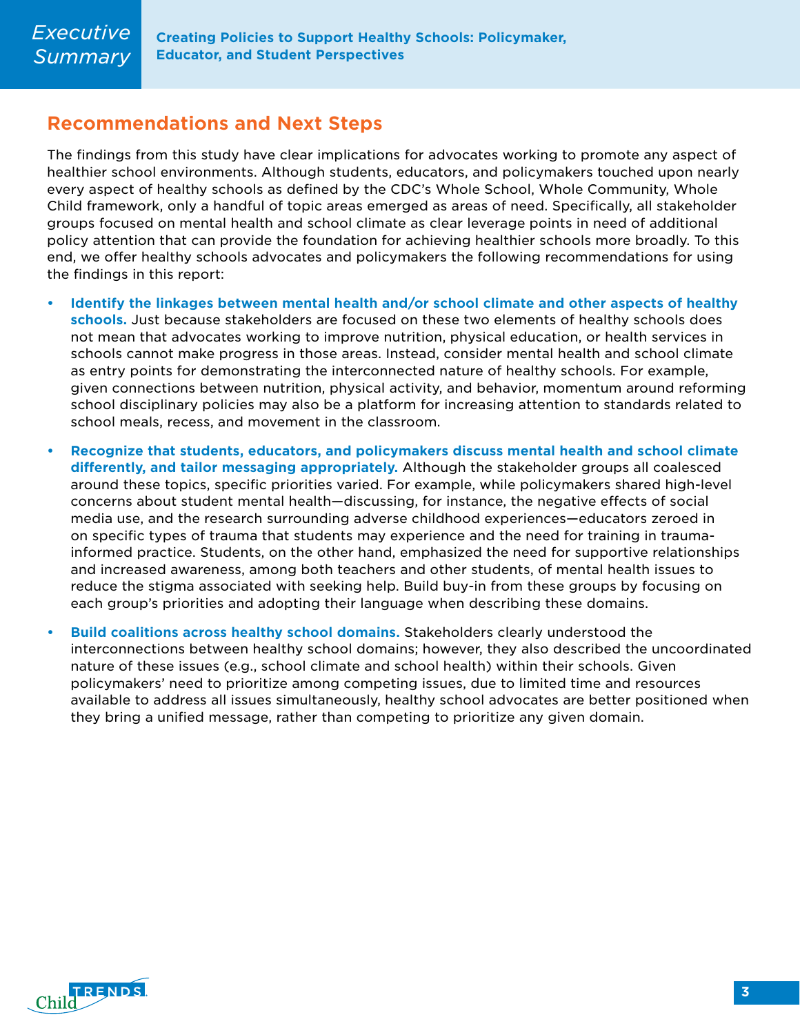## Recommendations and Next Steps

The findings from this study have clear implications for advocates working to promote any aspect of healthier school environments. Although students, educators, and policymakers touched upon nearly every aspect of healthy schools as defined by the CDC's Whole School, Whole Community, Whole Child framework, only a handful of topic areas emerged as areas of need. Specifically, all stakeholder groups focused on mental health and school climate as clear leverage points in need of additional policy attention that can provide the foundation for achieving healthier schools more broadly. To this end, we offer healthy schools advocates and policymakers the following recommendations for using the findings in this report:

- **Identify the linkages between mental health and/or school climate and other aspects of healthy schools.** Just because stakeholders are focused on these two elements of healthy schools does not mean that advocates working to improve nutrition, physical education, or health services in schools cannot make progress in those areas. Instead, consider mental health and school climate as entry points for demonstrating the interconnected nature of healthy schools. For example, given connections between nutrition, physical activity, and behavior, momentum around reforming school disciplinary policies may also be a platform for increasing attention to standards related to school meals, recess, and movement in the classroom.
- **Recognize that students, educators, and policymakers discuss mental health and school climate differently, and tailor messaging appropriately.** Although the stakeholder groups all coalesced around these topics, specific priorities varied. For example, while policymakers shared high-level concerns about student mental health—discussing, for instance, the negative effects of social media use, and the research surrounding adverse childhood experiences—educators zeroed in on specific types of trauma that students may experience and the need for training in trauma-informed practice. Students, on the other hand, emphasized the need for supportive relationships and increased awareness, among both teachers and other students, of mental health issues to reduce the stigma associated with seeking help. Build buy-in from these groups by focusing on each group's priorities and adopting their language when describing these domains.
- **Build coalitions across healthy school domains.** Stakeholders clearly understood the interconnections between healthy school domains; however, they also described the uncoordinated nature of these issues (e.g., school climate and school health) within their schools. Given policymakers' need to prioritize among competing issues, due to limited time and resources available to address all issues simultaneously, healthy school advocates are better positioned when they bring a unified message, rather than competing to prioritize any given domain.